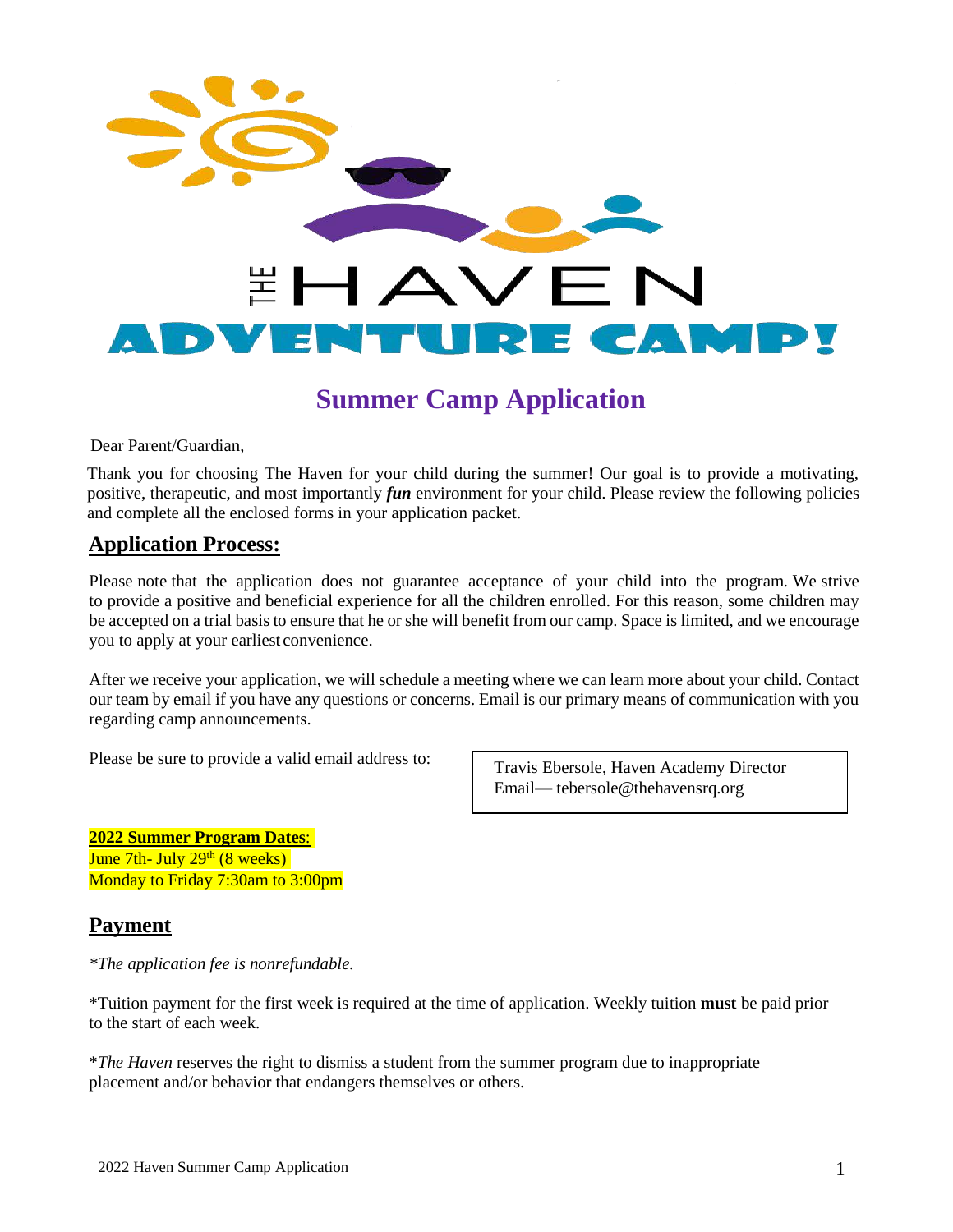# THE HAVEN ADVENTURE CAMP!

## Summer Camp Application

Dear Parent/Guardian,

Thank you for choosing The Haven for your child during the summer! Our goal is to provide a motivating, positive, therapeutic, and most importantly ***fun*** environment for your child. Please review the following policies and complete all the enclosed forms in your application packet.

## Application Process:

Please note that the application does not guarantee acceptance of your child into the program. We strive to provide a positive and beneficial experience for all the children enrolled. For this reason, some children may be accepted on a trial basis to ensure that he or she will benefit from our camp. Space is limited, and we encourage you to apply at your earliest convenience.

After we receive your application, we will schedule a meeting where we can learn more about your child. Contact our team by email if you have any questions or concerns. Email is our primary means of communication with you regarding camp announcements.

Please be sure to provide a valid email address to:

Travis Ebersole, Haven Academy Director
Email— tebersole@thehavensrq.org

**2022 Summer Program Dates**:
June 7th- July 29th (8 weeks)
Monday to Friday 7:30am to 3:00pm

## Payment

*\*The application fee is nonrefundable.*

*Tuition payment for the first week is required at the time of application. Weekly tuition **must** be paid prior to the start of each week.

*\*The Haven* reserves the right to dismiss a student from the summer program due to inappropriate placement and/or behavior that endangers themselves or others.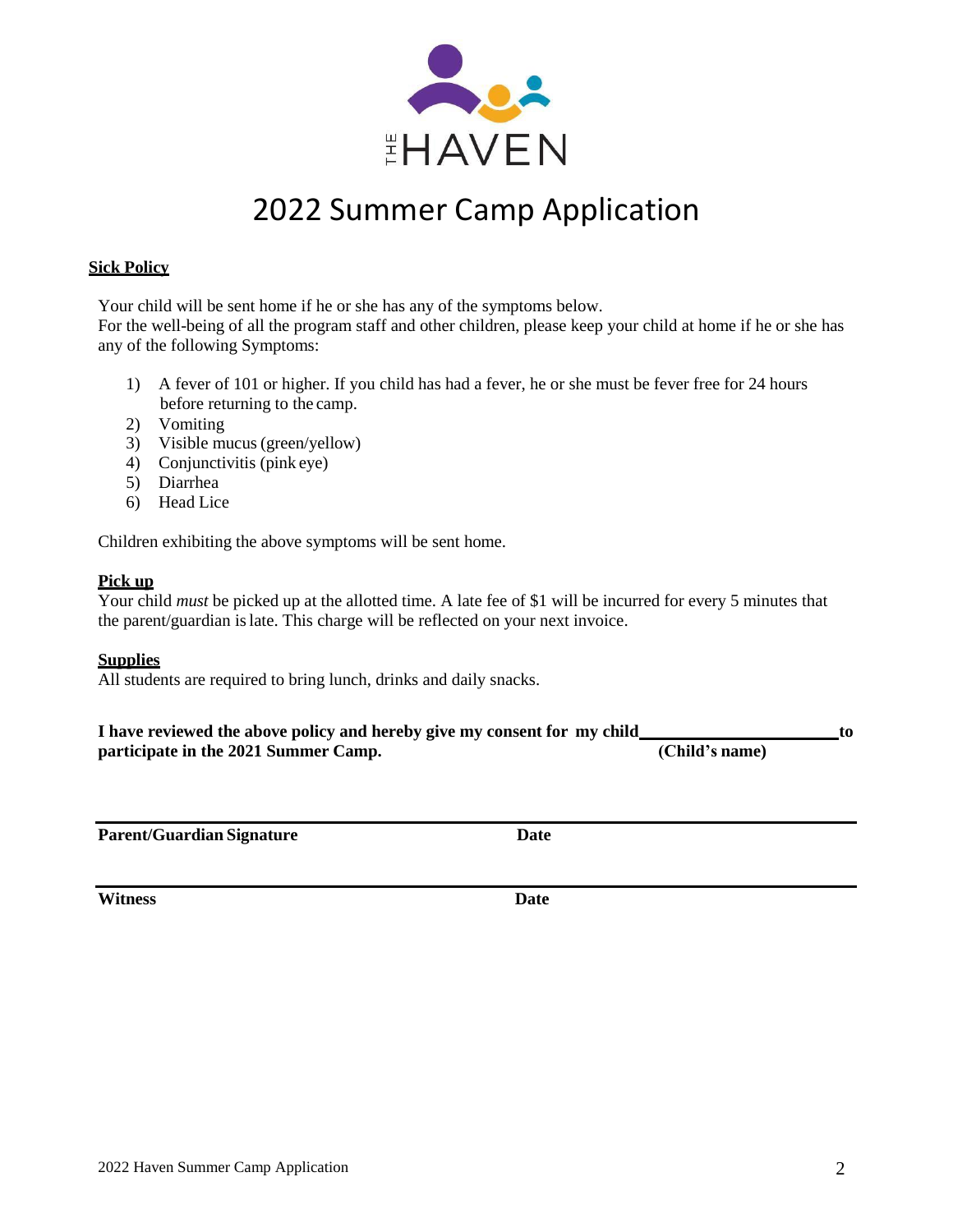THE HAVEN

# 2022 Summer Camp Application

**Sick Policy**

Your child will be sent home if he or she has any of the symptoms below.
For the well-being of all the program staff and other children, please keep your child at home if he or she has any of the following Symptoms:

1) A fever of 101 or higher. If you child has had a fever, he or she must be fever free for 24 hours before returning to the camp.
2) Vomiting
3) Visible mucus (green/yellow)
4) Conjunctivitis (pink eye)
5) Diarrhea
6) Head Lice

Children exhibiting the above symptoms will be sent home.

**Pick up**

Your child *must* be picked up at the allotted time. A late fee of $1 will be incurred for every 5 minutes that the parent/guardian is late. This charge will be reflected on your next invoice.

**Supplies**

All students are required to bring lunch, drinks and daily snacks.

**I have reviewed the above policy and hereby give my consent for my child______________________ to participate in the 2021 Summer Camp.** **(Child's name)**

______________________________________________

**Parent/Guardian Signature** **Date**

______________________________________________

**Witness** **Date**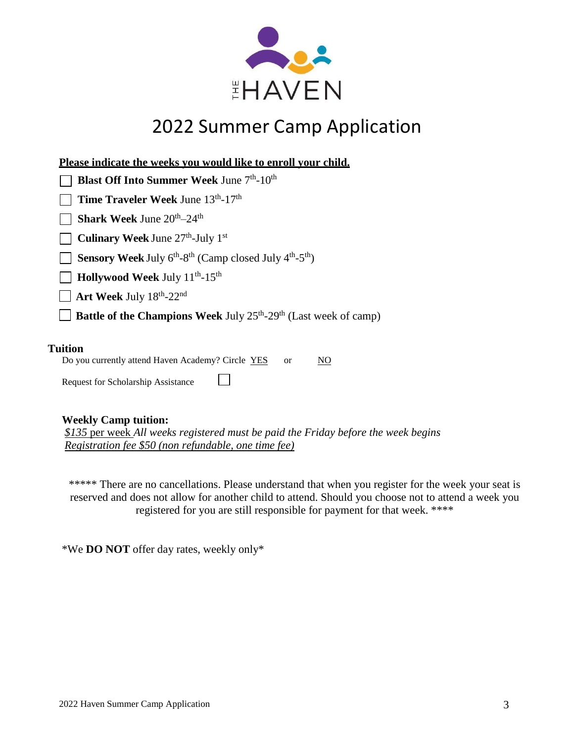THE HAVEN

# 2022 Summer Camp Application

**Please indicate the weeks you would like to enroll your child.**

- ☐ **Blast Off Into Summer Week** June 7th-10th
- ☐ **Time Traveler Week** June 13th-17th
- ☐ **Shark Week** June 20th–24th
- ☐ **Culinary Week** June 27th-July 1st
- ☐ **Sensory Week** July 6th-8th (Camp closed July 4th-5th)
- ☐ **Hollywood Week** July 11th-15th
- ☐ **Art Week** July 18th-22nd
- ☐ **Battle of the Champions Week** July 25th-29th (Last week of camp)

**Tuition**

Do you currently attend Haven Academy? Circle YES or NO

Request for Scholarship Assistance ☐

**Weekly Camp tuition:**

*$135* per week *All weeks registered must be paid the Friday before the week begins*
*Registration fee $50 (non refundable, one time fee)*

***** There are no cancellations. Please understand that when you register for the week your seat is reserved and does not allow for another child to attend. Should you choose not to attend a week you registered for you are still responsible for payment for that week. ****

*We **DO NOT** offer day rates, weekly only*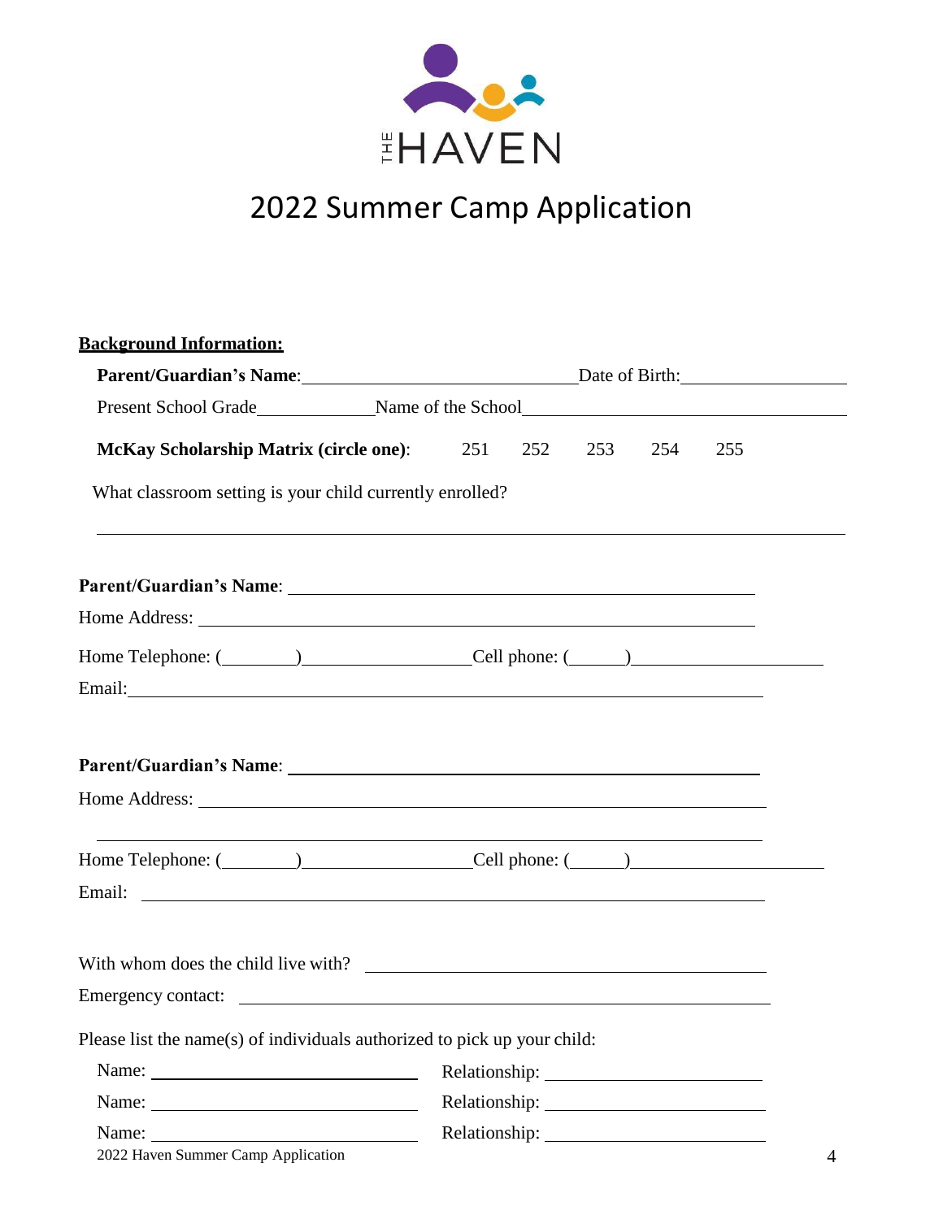THE HAVEN

# 2022 Summer Camp Application

**Background Information:**

**Parent/Guardian's Name**:______________________________Date of Birth:__________________

Present School Grade_____________Name of the School_____________________________________

**McKay Scholarship Matrix (circle one)**: 251 252 253 254 255

What classroom setting is your child currently enrolled?

_______________________________________________________________________________

**Parent/Guardian's Name**: ______________________________________________________

Home Address: ______________________________________________________________

Home Telephone: (________)__________________Cell phone: (______)____________________

Email:______________________________________________________________________

**Parent/Guardian's Name**: ______________________________________________________

Home Address: ______________________________________________________________

_______________________________________________________________________________

Home Telephone: (________)__________________Cell phone: (______)____________________

Email: ______________________________________________________________________

With whom does the child live with? ____________________________________________

Emergency contact: ___________________________________________________________

Please list the name(s) of individuals authorized to pick up your child:

Name: ______________________________ Relationship: ________________________

Name: ______________________________ Relationship: ________________________

Name: ______________________________ Relationship: ________________________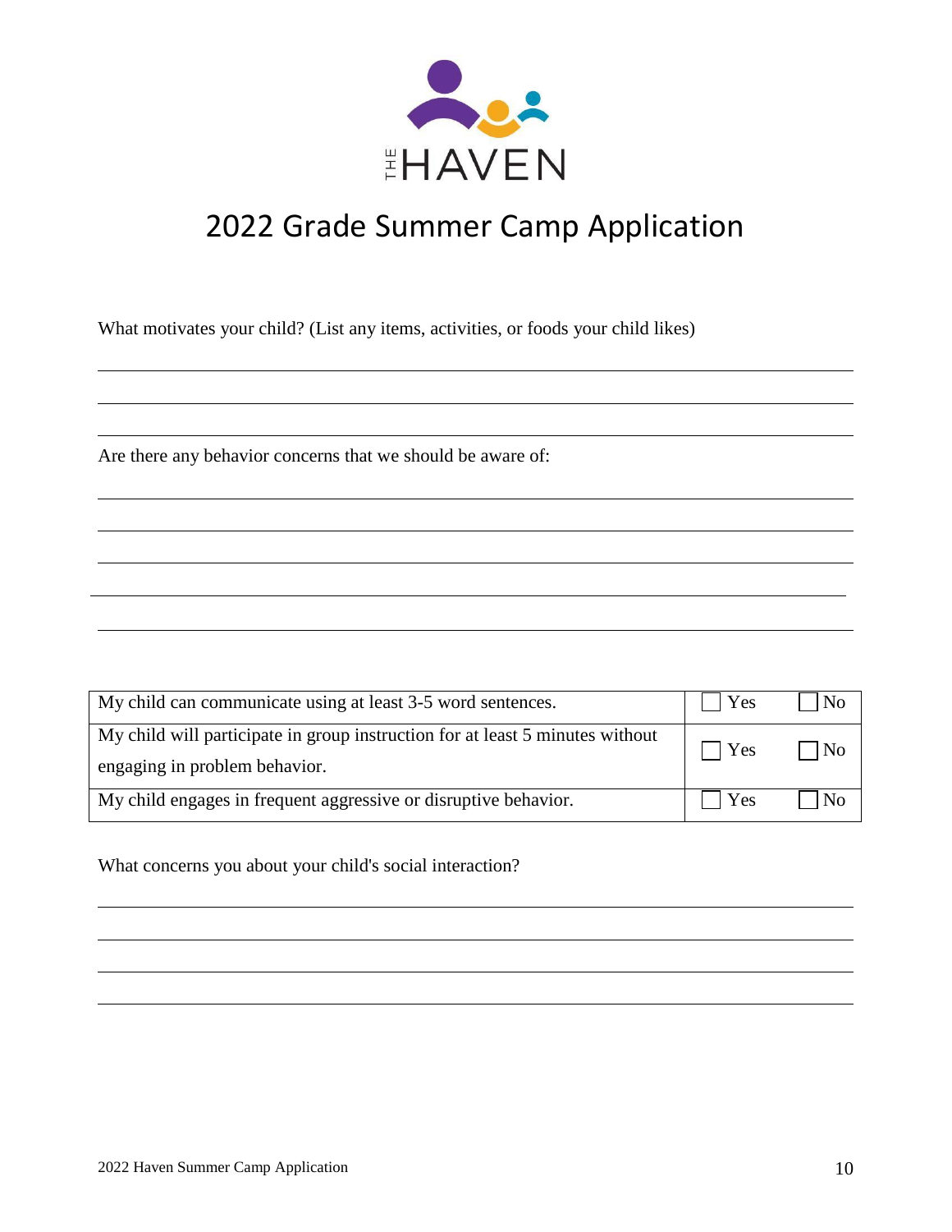THE HAVEN

# 2022 Grade Summer Camp Application

What motivates your child? (List any items, activities, or foods your child likes)

\_\_\_\_\_\_\_\_\_\_\_\_\_\_\_\_\_\_\_\_\_\_\_\_\_\_\_\_\_\_\_\_\_\_\_\_\_\_\_\_\_\_\_\_\_\_\_\_\_\_\_\_\_\_\_\_\_\_\_\_\_\_\_\_\_\_\_\_\_\_\_\_\_\_\_\_

\_\_\_\_\_\_\_\_\_\_\_\_\_\_\_\_\_\_\_\_\_\_\_\_\_\_\_\_\_\_\_\_\_\_\_\_\_\_\_\_\_\_\_\_\_\_\_\_\_\_\_\_\_\_\_\_\_\_\_\_\_\_\_\_\_\_\_\_\_\_\_\_\_\_\_\_

\_\_\_\_\_\_\_\_\_\_\_\_\_\_\_\_\_\_\_\_\_\_\_\_\_\_\_\_\_\_\_\_\_\_\_\_\_\_\_\_\_\_\_\_\_\_\_\_\_\_\_\_\_\_\_\_\_\_\_\_\_\_\_\_\_\_\_\_\_\_\_\_\_\_\_\_

Are there any behavior concerns that we should be aware of:

\_\_\_\_\_\_\_\_\_\_\_\_\_\_\_\_\_\_\_\_\_\_\_\_\_\_\_\_\_\_\_\_\_\_\_\_\_\_\_\_\_\_\_\_\_\_\_\_\_\_\_\_\_\_\_\_\_\_\_\_\_\_\_\_\_\_\_\_\_\_\_\_\_\_\_\_

\_\_\_\_\_\_\_\_\_\_\_\_\_\_\_\_\_\_\_\_\_\_\_\_\_\_\_\_\_\_\_\_\_\_\_\_\_\_\_\_\_\_\_\_\_\_\_\_\_\_\_\_\_\_\_\_\_\_\_\_\_\_\_\_\_\_\_\_\_\_\_\_\_\_\_\_

\_\_\_\_\_\_\_\_\_\_\_\_\_\_\_\_\_\_\_\_\_\_\_\_\_\_\_\_\_\_\_\_\_\_\_\_\_\_\_\_\_\_\_\_\_\_\_\_\_\_\_\_\_\_\_\_\_\_\_\_\_\_\_\_\_\_\_\_\_\_\_\_\_\_\_\_

\_\_\_\_\_\_\_\_\_\_\_\_\_\_\_\_\_\_\_\_\_\_\_\_\_\_\_\_\_\_\_\_\_\_\_\_\_\_\_\_\_\_\_\_\_\_\_\_\_\_\_\_\_\_\_\_\_\_\_\_\_\_\_\_\_\_\_\_\_\_\_\_\_\_\_\_

\_\_\_\_\_\_\_\_\_\_\_\_\_\_\_\_\_\_\_\_\_\_\_\_\_\_\_\_\_\_\_\_\_\_\_\_\_\_\_\_\_\_\_\_\_\_\_\_\_\_\_\_\_\_\_\_\_\_\_\_\_\_\_\_\_\_\_\_\_\_\_\_\_\_\_\_

| | | |
|---|---|---|
| My child can communicate using at least 3-5 word sentences. | ☐ Yes | ☐ No |
| My child will participate in group instruction for at least 5 minutes without engaging in problem behavior. | ☐ Yes | ☐ No |
| My child engages in frequent aggressive or disruptive behavior. | ☐ Yes | ☐ No |

What concerns you about your child's social interaction?

\_\_\_\_\_\_\_\_\_\_\_\_\_\_\_\_\_\_\_\_\_\_\_\_\_\_\_\_\_\_\_\_\_\_\_\_\_\_\_\_\_\_\_\_\_\_\_\_\_\_\_\_\_\_\_\_\_\_\_\_\_\_\_\_\_\_\_\_\_\_\_\_\_\_\_\_

\_\_\_\_\_\_\_\_\_\_\_\_\_\_\_\_\_\_\_\_\_\_\_\_\_\_\_\_\_\_\_\_\_\_\_\_\_\_\_\_\_\_\_\_\_\_\_\_\_\_\_\_\_\_\_\_\_\_\_\_\_\_\_\_\_\_\_\_\_\_\_\_\_\_\_\_

\_\_\_\_\_\_\_\_\_\_\_\_\_\_\_\_\_\_\_\_\_\_\_\_\_\_\_\_\_\_\_\_\_\_\_\_\_\_\_\_\_\_\_\_\_\_\_\_\_\_\_\_\_\_\_\_\_\_\_\_\_\_\_\_\_\_\_\_\_\_\_\_\_\_\_\_

\_\_\_\_\_\_\_\_\_\_\_\_\_\_\_\_\_\_\_\_\_\_\_\_\_\_\_\_\_\_\_\_\_\_\_\_\_\_\_\_\_\_\_\_\_\_\_\_\_\_\_\_\_\_\_\_\_\_\_\_\_\_\_\_\_\_\_\_\_\_\_\_\_\_\_\_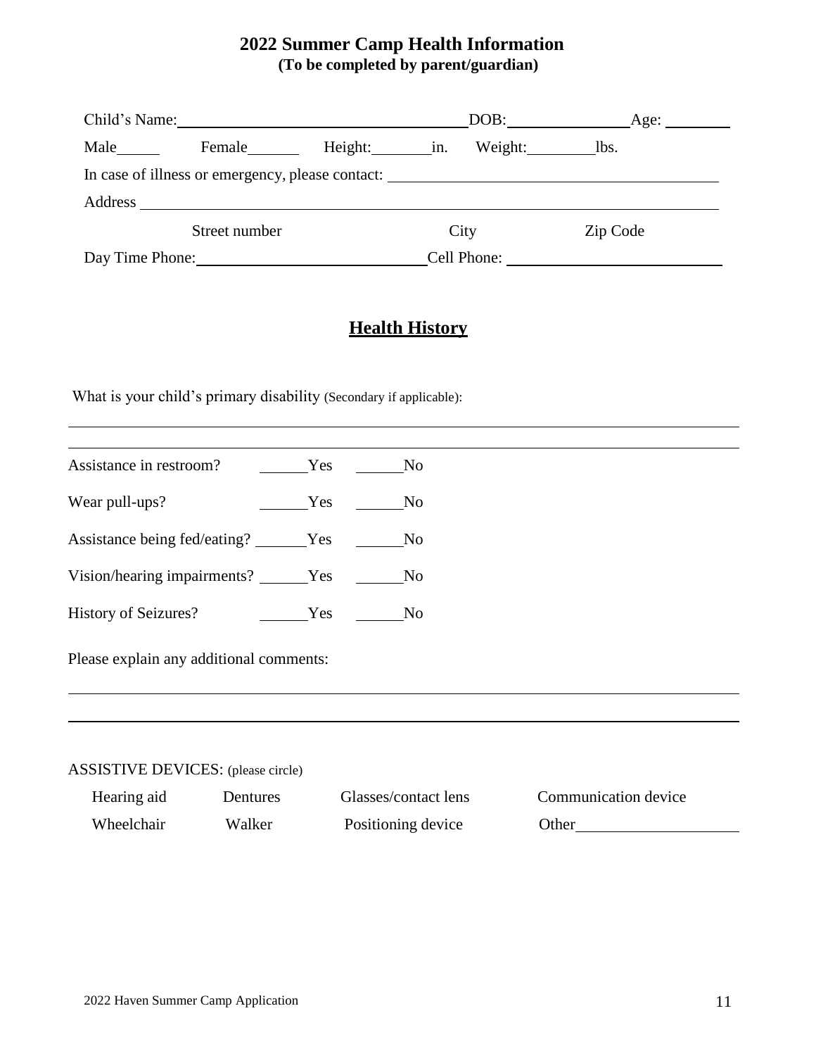## 2022 Summer Camp Health Information

**(To be completed by parent/guardian)**

Child's Name: ______________________________ DOB: ______________ Age: ________

Male______ Female_______ Height:________in. Weight:_________lbs.

In case of illness or emergency, please contact: ________________________________________

Address ____________________________________________________________________

Street number City Zip Code

Day Time Phone: ___________________________ Cell Phone: __________________________

## Health History

What is your child's primary disability (Secondary if applicable):

______________________________________________________________________________

______________________________________________________________________________

Assistance in restroom? ______Yes ______No

Wear pull-ups? ______Yes ______No

Assistance being fed/eating? ______Yes ______No

Vision/hearing impairments? ______Yes ______No

History of Seizures? ______Yes ______No

Please explain any additional comments:

______________________________________________________________________________

______________________________________________________________________________

ASSISTIVE DEVICES: (please circle)

| | | | |
|---|---|---|---|
| Hearing aid | Dentures | Glasses/contact lens | Communication device |
| Wheelchair | Walker | Positioning device | Other___________________ |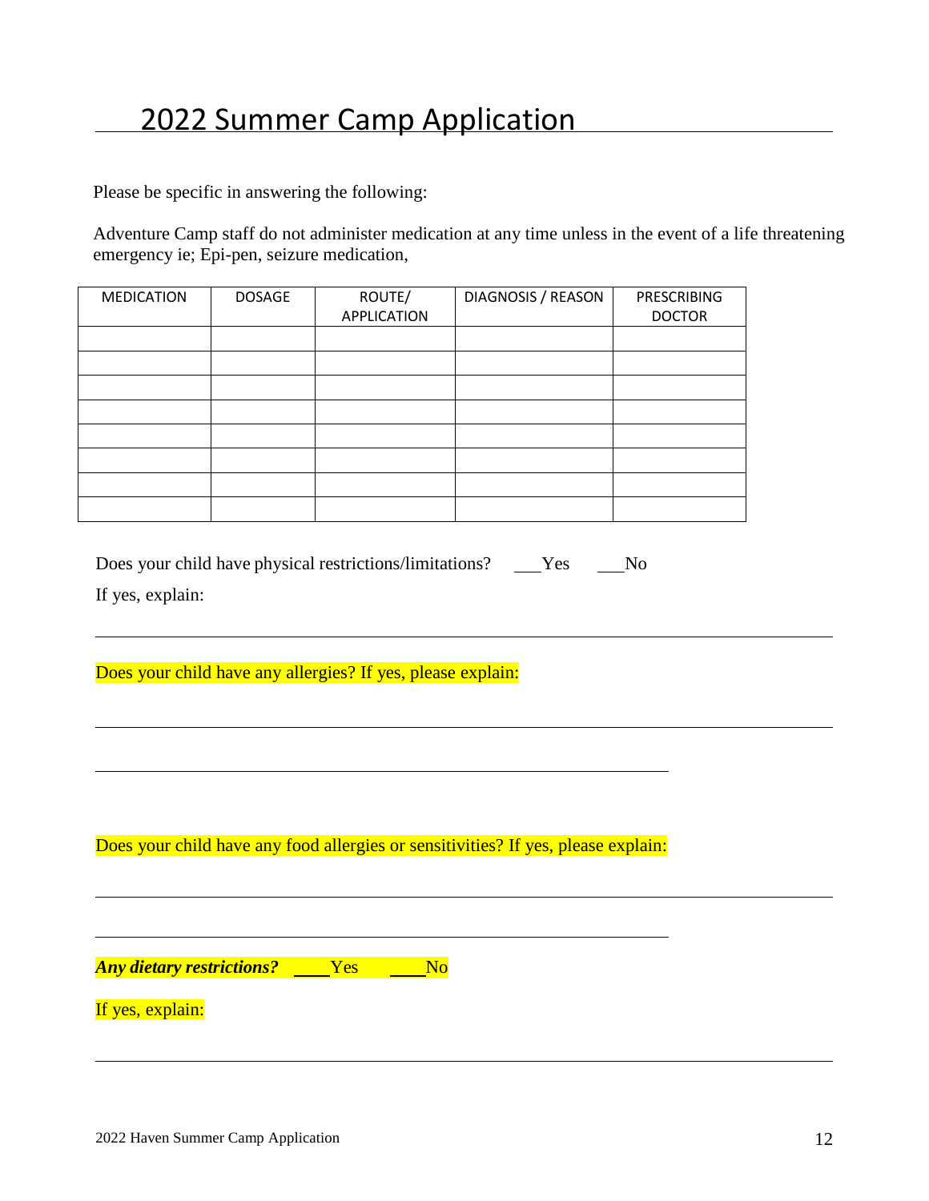# 2022 Summer Camp Application

Please be specific in answering the following:

Adventure Camp staff do not administer medication at any time unless in the event of a life threatening emergency ie; Epi-pen, seizure medication,

| MEDICATION | DOSAGE | ROUTE/ APPLICATION | DIAGNOSIS / REASON | PRESCRIBING DOCTOR |
|---|---|---|---|---|
| | | | | |
| | | | | |
| | | | | |
| | | | | |
| | | | | |
| | | | | |
| | | | | |
| | | | | |

Does your child have physical restrictions/limitations? ___Yes ___No

If yes, explain:

_______________________________________________________________________________

Does your child have any allergies? If yes, please explain:

_______________________________________________________________________________

_______________________________________________________________

Does your child have any food allergies or sensitivities? If yes, please explain:

_______________________________________________________________________________

_______________________________________________________________

***Any dietary restrictions?*** ____Yes ____No

If yes, explain:

_______________________________________________________________________________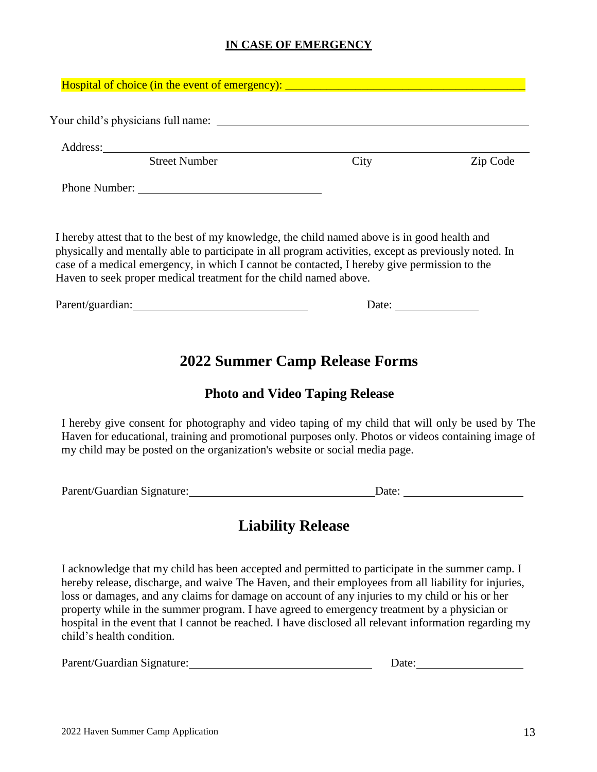**IN CASE OF EMERGENCY**

Hospital of choice (in the event of emergency): ______________________________

Your child's physicians full name: ______________________________

Address: ______________________________

Street Number | City | Zip Code

Phone Number: ______________________________

I hereby attest that to the best of my knowledge, the child named above is in good health and physically and mentally able to participate in all program activities, except as previously noted. In case of a medical emergency, in which I cannot be contacted, I hereby give permission to the Haven to seek proper medical treatment for the child named above.

Parent/guardian: ______________________________ Date: ______________

## 2022 Summer Camp Release Forms

### Photo and Video Taping Release

I hereby give consent for photography and video taping of my child that will only be used by The Haven for educational, training and promotional purposes only. Photos or videos containing image of my child may be posted on the organization's website or social media page.

Parent/Guardian Signature: ______________________________ Date: ______________

## Liability Release

I acknowledge that my child has been accepted and permitted to participate in the summer camp. I hereby release, discharge, and waive The Haven, and their employees from all liability for injuries, loss or damages, and any claims for damage on account of any injuries to my child or his or her property while in the summer program. I have agreed to emergency treatment by a physician or hospital in the event that I cannot be reached. I have disclosed all relevant information regarding my child's health condition.

Parent/Guardian Signature: ______________________________ Date: ______________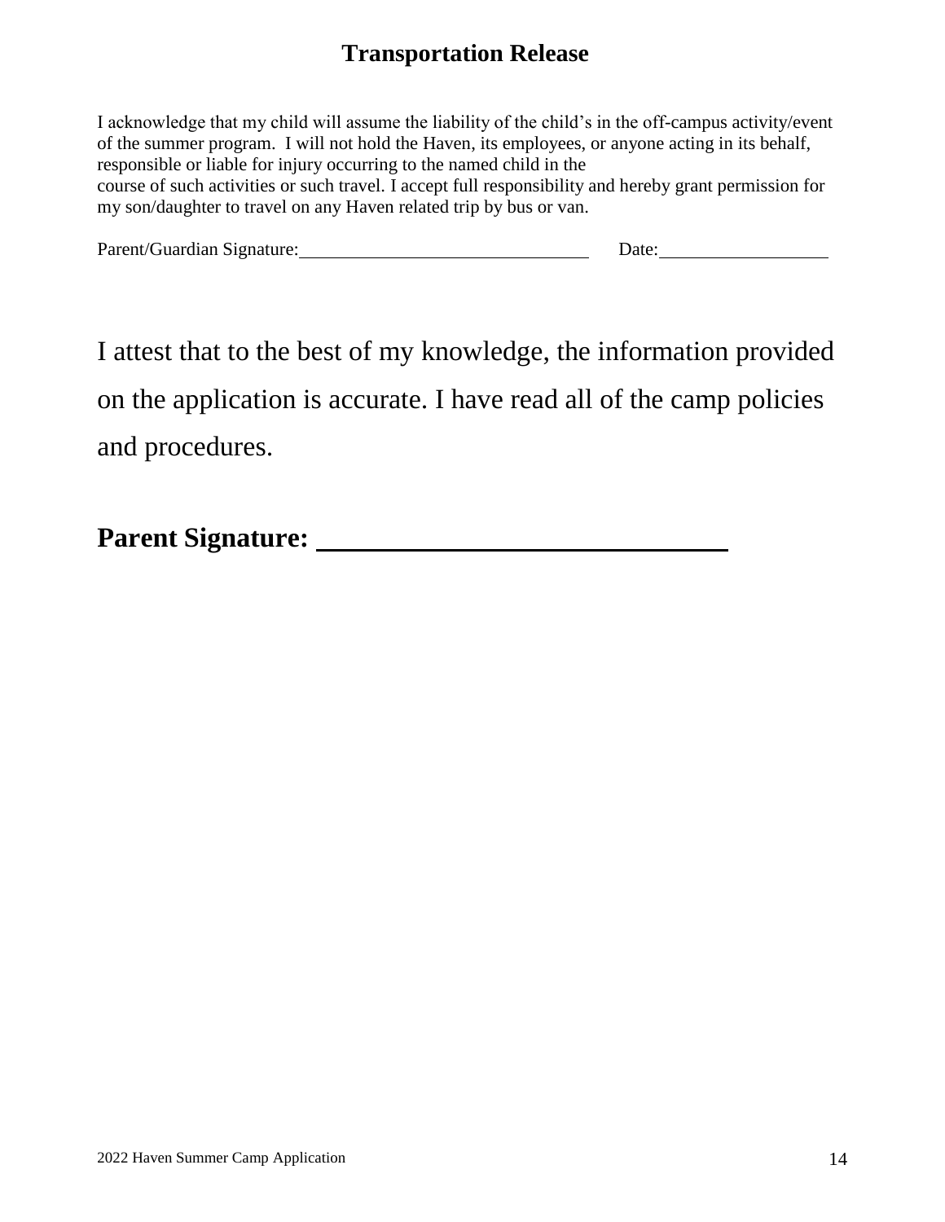## Transportation Release

I acknowledge that my child will assume the liability of the child's in the off-campus activity/event of the summer program. I will not hold the Haven, its employees, or anyone acting in its behalf, responsible or liable for injury occurring to the named child in the course of such activities or such travel. I accept full responsibility and hereby grant permission for my son/daughter to travel on any Haven related trip by bus or van.

Parent/Guardian Signature:\_\_\_\_\_\_\_\_\_\_\_\_\_\_\_\_\_\_\_\_\_\_\_\_\_\_\_\_\_\_\_\_ Date:\_\_\_\_\_\_\_\_\_\_\_\_\_\_\_\_\_\_

I attest that to the best of my knowledge, the information provided on the application is accurate. I have read all of the camp policies and procedures.

**Parent Signature: \_\_\_\_\_\_\_\_\_\_\_\_\_\_\_\_\_\_\_\_\_\_\_\_\_\_\_\_\_\_**